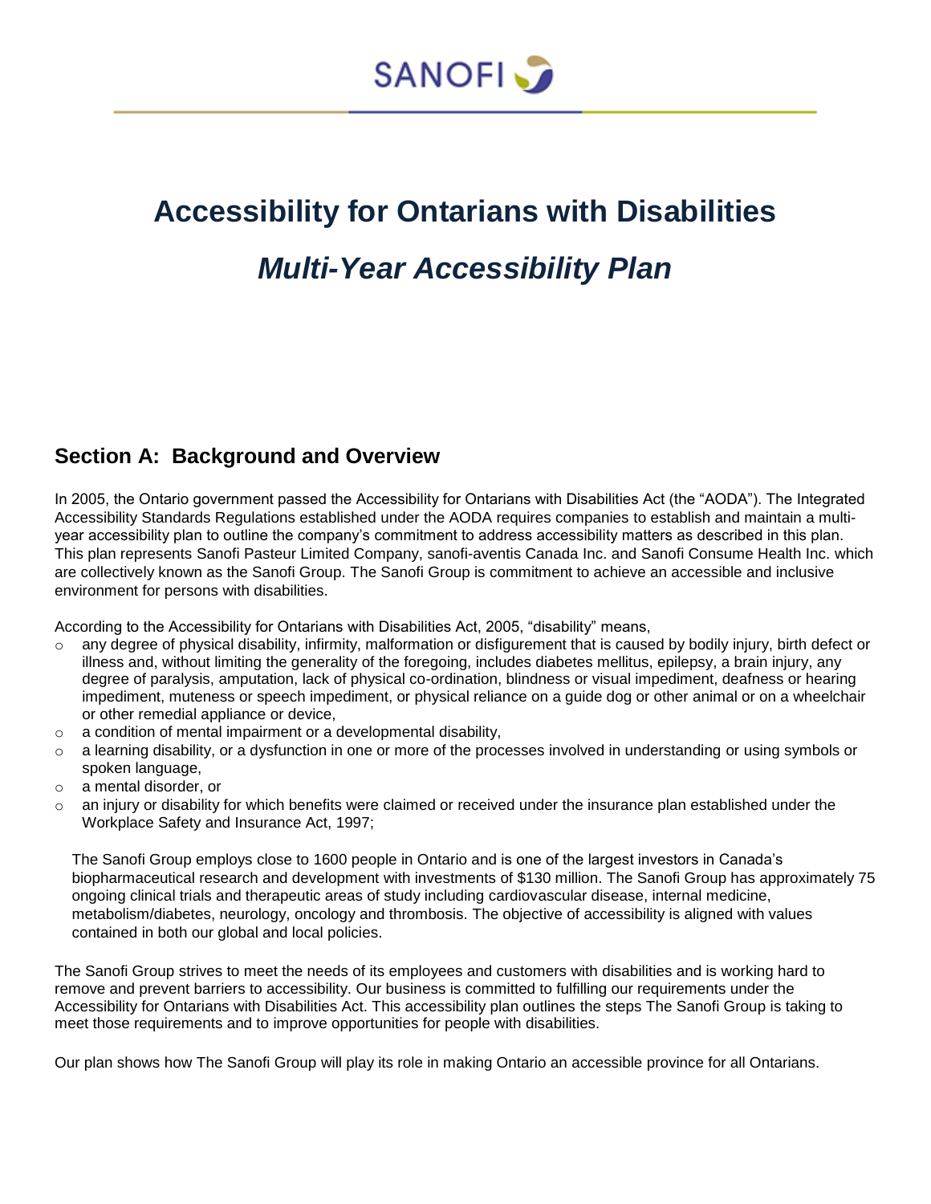SANOFI

# Accessibility for Ontarians with Disabilities

# *Multi-Year Accessibility Plan*

## Section A: Background and Overview

In 2005, the Ontario government passed the Accessibility for Ontarians with Disabilities Act (the "AODA"). The Integrated Accessibility Standards Regulations established under the AODA requires companies to establish and maintain a multi-year accessibility plan to outline the company's commitment to address accessibility matters as described in this plan. This plan represents Sanofi Pasteur Limited Company, sanofi-aventis Canada Inc. and Sanofi Consume Health Inc. which are collectively known as the Sanofi Group. The Sanofi Group is commitment to achieve an accessible and inclusive environment for persons with disabilities.

According to the Accessibility for Ontarians with Disabilities Act, 2005, "disability" means,

- any degree of physical disability, infirmity, malformation or disfigurement that is caused by bodily injury, birth defect or illness and, without limiting the generality of the foregoing, includes diabetes mellitus, epilepsy, a brain injury, any degree of paralysis, amputation, lack of physical co-ordination, blindness or visual impediment, deafness or hearing impediment, muteness or speech impediment, or physical reliance on a guide dog or other animal or on a wheelchair or other remedial appliance or device,
- a condition of mental impairment or a developmental disability,
- a learning disability, or a dysfunction in one or more of the processes involved in understanding or using symbols or spoken language,
- a mental disorder, or
- an injury or disability for which benefits were claimed or received under the insurance plan established under the Workplace Safety and Insurance Act, 1997;

The Sanofi Group employs close to 1600 people in Ontario and is one of the largest investors in Canada's biopharmaceutical research and development with investments of $130 million. The Sanofi Group has approximately 75 ongoing clinical trials and therapeutic areas of study including cardiovascular disease, internal medicine, metabolism/diabetes, neurology, oncology and thrombosis. The objective of accessibility is aligned with values contained in both our global and local policies.

The Sanofi Group strives to meet the needs of its employees and customers with disabilities and is working hard to remove and prevent barriers to accessibility. Our business is committed to fulfilling our requirements under the Accessibility for Ontarians with Disabilities Act. This accessibility plan outlines the steps The Sanofi Group is taking to meet those requirements and to improve opportunities for people with disabilities.

Our plan shows how The Sanofi Group will play its role in making Ontario an accessible province for all Ontarians.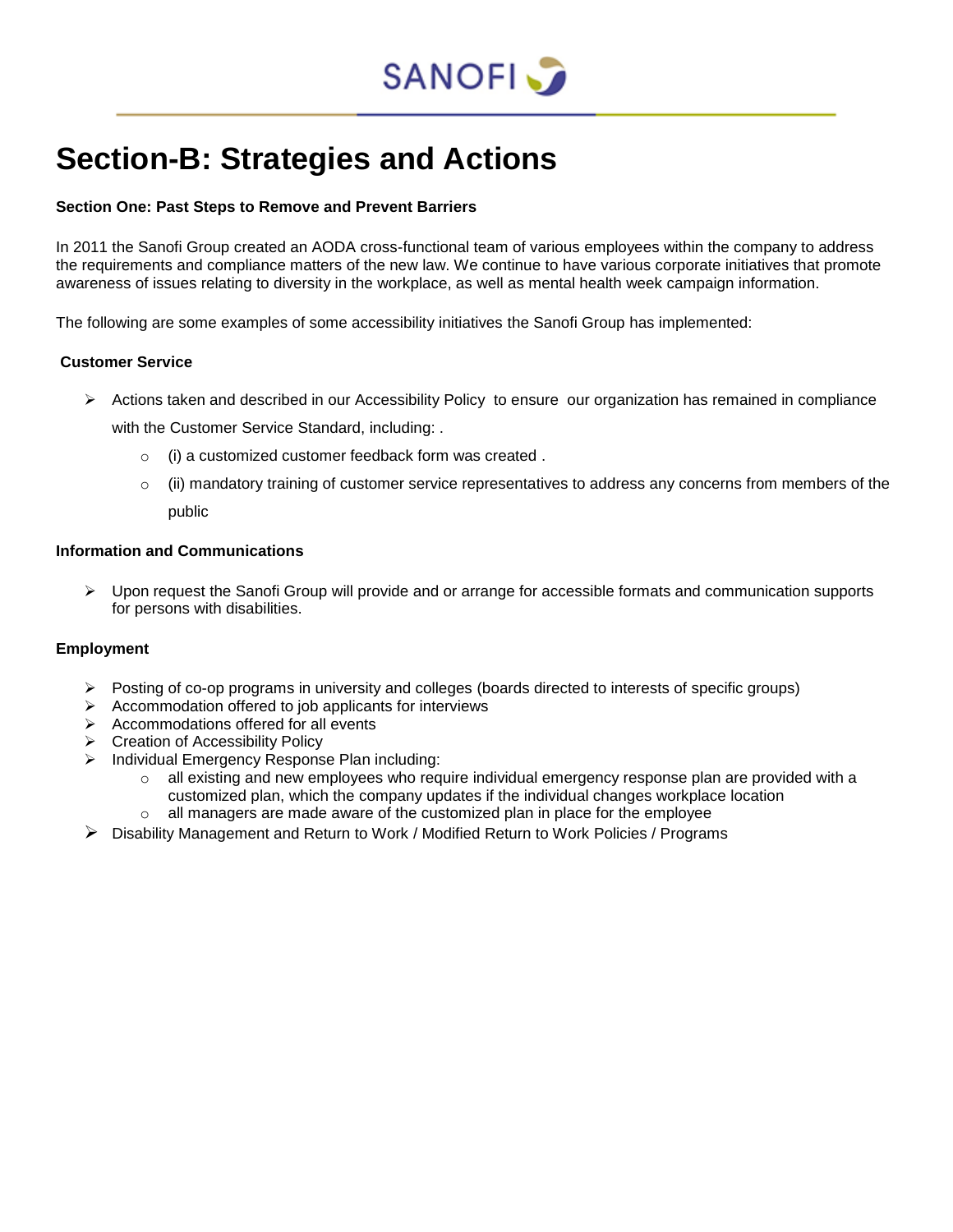# Section-B: Strategies and Actions

**Section One: Past Steps to Remove and Prevent Barriers**

In 2011 the Sanofi Group created an AODA cross-functional team of various employees within the company to address the requirements and compliance matters of the new law. We continue to have various corporate initiatives that promote awareness of issues relating to diversity in the workplace, as well as mental health week campaign information.

The following are some examples of some accessibility initiatives the Sanofi Group has implemented:

**Customer Service**

- Actions taken and described in our Accessibility Policy to ensure our organization has remained in compliance with the Customer Service Standard, including: .
  - (i) a customized customer feedback form was created .
  - (ii) mandatory training of customer service representatives to address any concerns from members of the public

**Information and Communications**

- Upon request the Sanofi Group will provide and or arrange for accessible formats and communication supports for persons with disabilities.

**Employment**

- Posting of co-op programs in university and colleges (boards directed to interests of specific groups)
- Accommodation offered to job applicants for interviews
- Accommodations offered for all events
- Creation of Accessibility Policy
- Individual Emergency Response Plan including:
  - all existing and new employees who require individual emergency response plan are provided with a customized plan, which the company updates if the individual changes workplace location
  - all managers are made aware of the customized plan in place for the employee
- Disability Management and Return to Work / Modified Return to Work Policies / Programs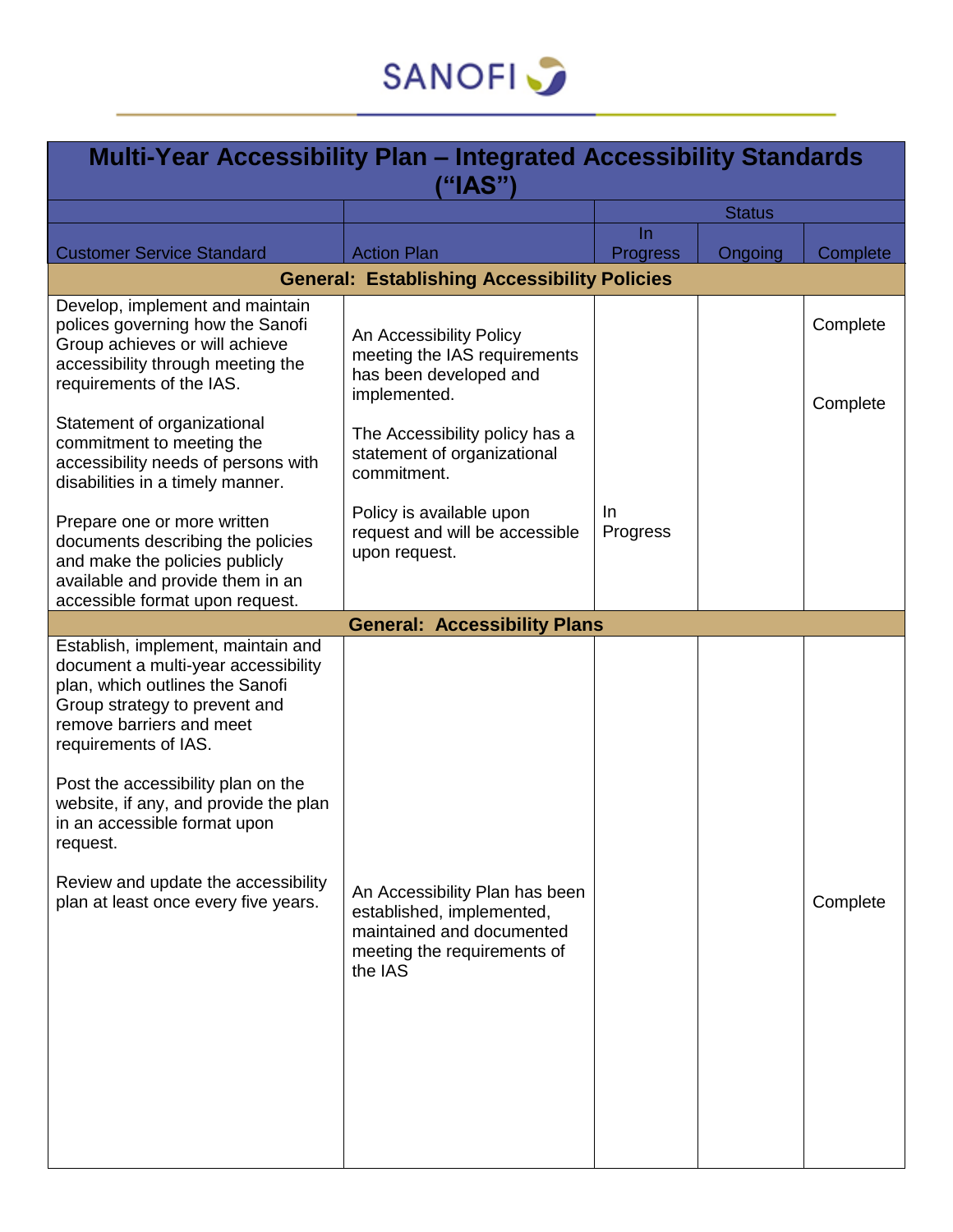| Multi-Year Accessibility Plan – Integrated Accessibility Standards ("IAS") | | | | |
|---|---|---|---|---|
| | | Status | | |
| Customer Service Standard | Action Plan | In Progress | Ongoing | Complete |
| **General: Establishing Accessibility Policies** | | | | |
| Develop, implement and maintain polices governing how the Sanofi Group achieves or will achieve accessibility through meeting the requirements of the IAS. | An Accessibility Policy meeting the IAS requirements has been developed and implemented. | | | Complete |
| Statement of organizational commitment to meeting the accessibility needs of persons with disabilities in a timely manner. | The Accessibility policy has a statement of organizational commitment. | | | Complete |
| Prepare one or more written documents describing the policies and make the policies publicly available and provide them in an accessible format upon request. | Policy is available upon request and will be accessible upon request. | In Progress | | |
| **General: Accessibility Plans** | | | | |
| Establish, implement, maintain and document a multi-year accessibility plan, which outlines the Sanofi Group strategy to prevent and remove barriers and meet requirements of IAS.<br><br>Post the accessibility plan on the website, if any, and provide the plan in an accessible format upon request.<br><br>Review and update the accessibility plan at least once every five years. | An Accessibility Plan has been established, implemented, maintained and documented meeting the requirements of the IAS | | | Complete |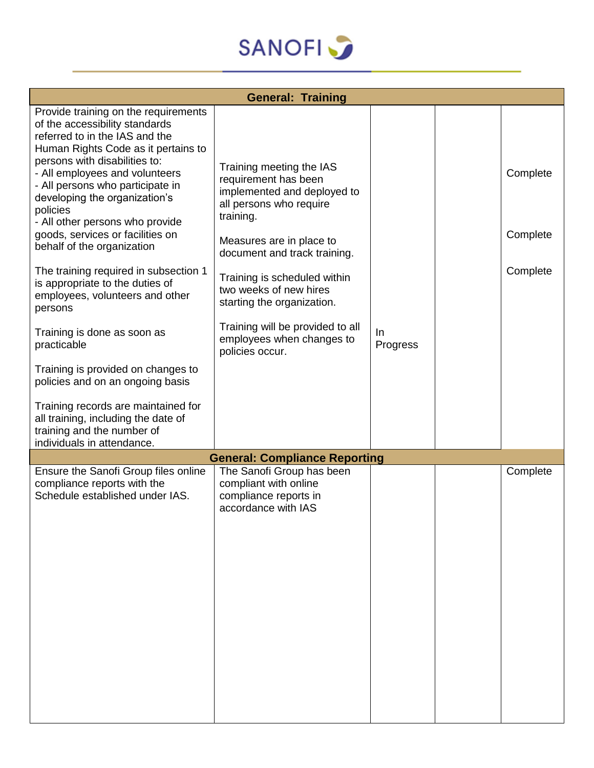| General: Training | | | | |
|---|---|---|---|---|
| Provide training on the requirements of the accessibility standards referred to in the IAS and the Human Rights Code as it pertains to persons with disabilities to:<br>- All employees and volunteers<br>- All persons who participate in developing the organization's policies<br>- All other persons who provide goods, services or facilities on behalf of the organization<br><br>The training required in subsection 1 is appropriate to the duties of employees, volunteers and other persons<br><br>Training is done as soon as practicable<br><br>Training is provided on changes to policies and on an ongoing basis<br><br>Training records are maintained for all training, including the date of training and the number of individuals in attendance. | Training meeting the IAS requirement has been implemented and deployed to all persons who require training.<br><br>Measures are in place to document and track training.<br><br>Training is scheduled within two weeks of new hires starting the organization.<br><br>Training will be provided to all employees when changes to policies occur. | In Progress | | Complete<br><br>Complete<br><br>Complete |
| **General: Compliance Reporting** | | | | |
| Ensure the Sanofi Group files online compliance reports with the Schedule established under IAS. | The Sanofi Group has been compliant with online compliance reports in accordance with IAS | | | Complete |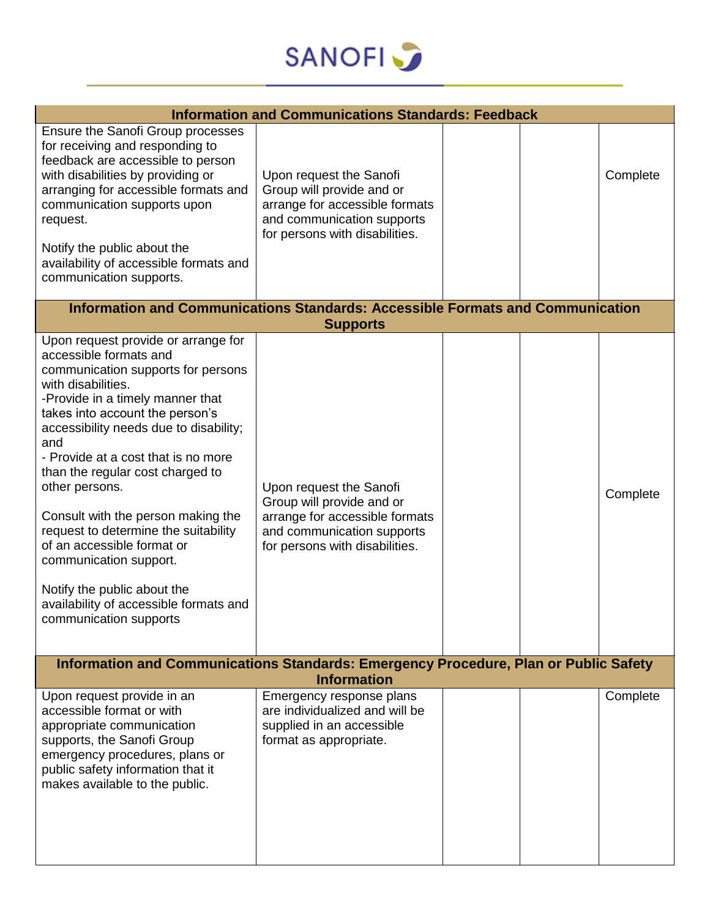| | | | | |
|---|---|---|---|---|
| **Information and Communications Standards: Feedback** | | | | |
| Ensure the Sanofi Group processes for receiving and responding to feedback are accessible to person with disabilities by providing or arranging for accessible formats and communication supports upon request.<br><br>Notify the public about the availability of accessible formats and communication supports. | Upon request the Sanofi Group will provide and or arrange for accessible formats and communication supports for persons with disabilities. | | | Complete |
| **Information and Communications Standards: Accessible Formats and Communication Supports** | | | | |
| Upon request provide or arrange for accessible formats and communication supports for persons with disabilities.<br>-Provide in a timely manner that takes into account the person's accessibility needs due to disability; and<br>- Provide at a cost that is no more than the regular cost charged to other persons.<br><br>Consult with the person making the request to determine the suitability of an accessible format or communication support.<br><br>Notify the public about the availability of accessible formats and communication supports | Upon request the Sanofi Group will provide and or arrange for accessible formats and communication supports for persons with disabilities. | | | Complete |
| **Information and Communications Standards: Emergency Procedure, Plan or Public Safety Information** | | | | |
| Upon request provide in an accessible format or with appropriate communication supports, the Sanofi Group emergency procedures, plans or public safety information that it makes available to the public. | Emergency response plans are individualized and will be supplied in an accessible format as appropriate. | | | Complete |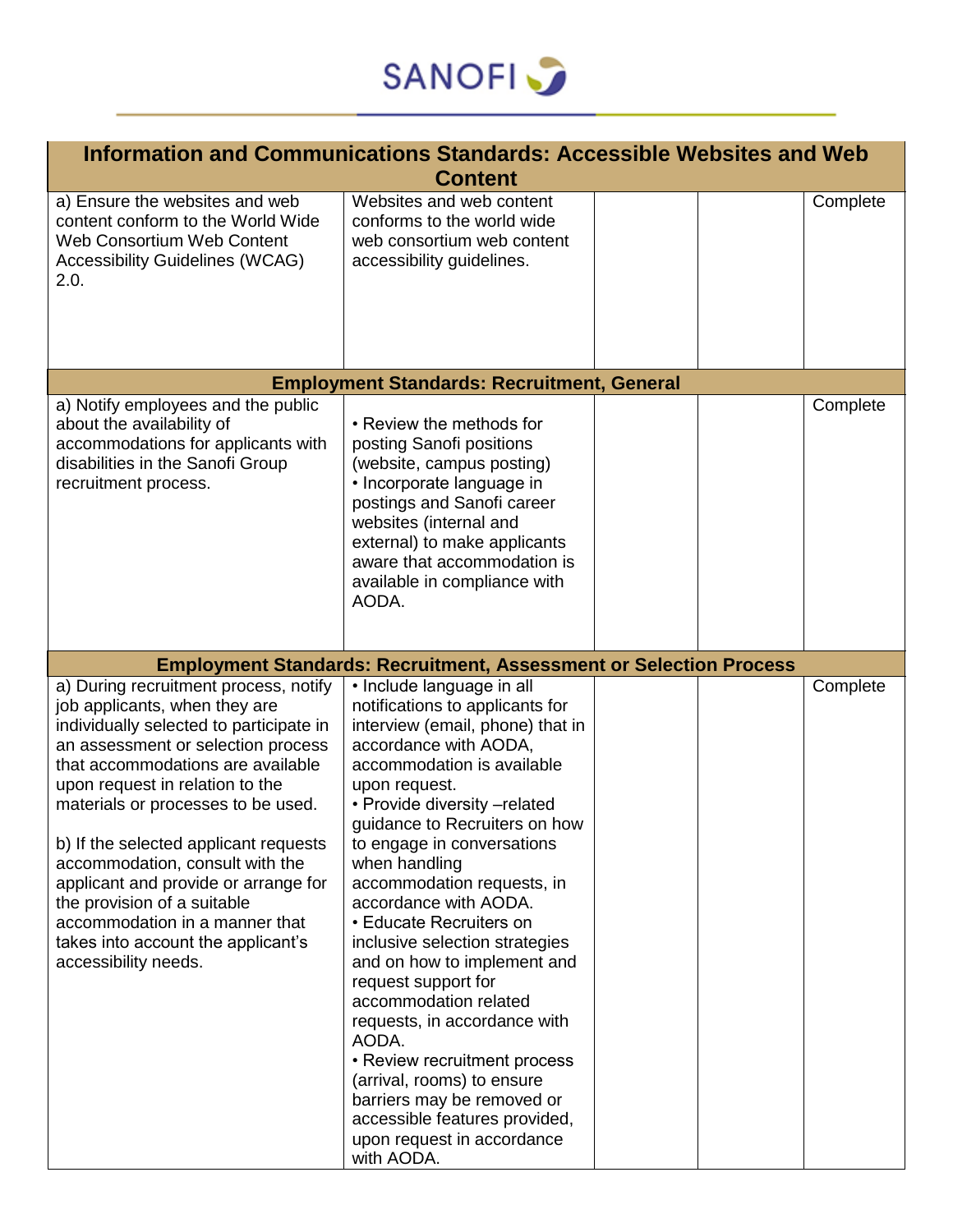| Information and Communications Standards: Accessible Websites and Web Content | | | | |
|---|---|---|---|---|
| a) Ensure the websites and web content conform to the World Wide Web Consortium Web Content Accessibility Guidelines (WCAG) 2.0. | Websites and web content conforms to the world wide web consortium web content accessibility guidelines. | | | Complete |
| **Employment Standards: Recruitment, General** | | | | |
| a) Notify employees and the public about the availability of accommodations for applicants with disabilities in the Sanofi Group recruitment process. | • Review the methods for posting Sanofi positions (website, campus posting)<br>• Incorporate language in postings and Sanofi career websites (internal and external) to make applicants aware that accommodation is available in compliance with AODA. | | | Complete |
| **Employment Standards: Recruitment, Assessment or Selection Process** | | | | |
| a) During recruitment process, notify job applicants, when they are individually selected to participate in an assessment or selection process that accommodations are available upon request in relation to the materials or processes to be used.<br><br>b) If the selected applicant requests accommodation, consult with the applicant and provide or arrange for the provision of a suitable accommodation in a manner that takes into account the applicant's accessibility needs. | • Include language in all notifications to applicants for interview (email, phone) that in accordance with AODA, accommodation is available upon request.<br>• Provide diversity –related guidance to Recruiters on how to engage in conversations when handling accommodation requests, in accordance with AODA.<br>• Educate Recruiters on inclusive selection strategies and on how to implement and request support for accommodation related requests, in accordance with AODA.<br>• Review recruitment process (arrival, rooms) to ensure barriers may be removed or accessible features provided, upon request in accordance with AODA. | | | Complete |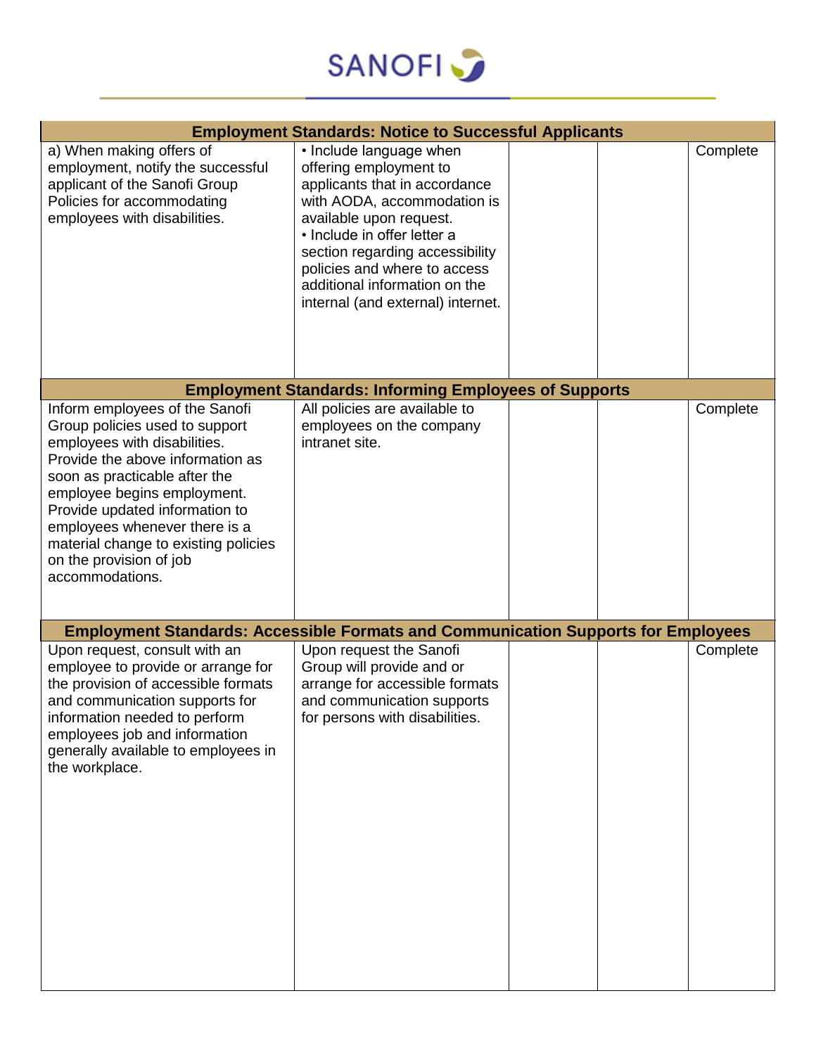| Employment Standards: Notice to Successful Applicants | | | | |
|---|---|---|---|---|
| a) When making offers of employment, notify the successful applicant of the Sanofi Group Policies for accommodating employees with disabilities. | • Include language when offering employment to applicants that in accordance with AODA, accommodation is available upon request.<br>• Include in offer letter a section regarding accessibility policies and where to access additional information on the internal (and external) internet. | | | Complete |
| **Employment Standards: Informing Employees of Supports** | | | | |
| Inform employees of the Sanofi Group policies used to support employees with disabilities. Provide the above information as soon as practicable after the employee begins employment. Provide updated information to employees whenever there is a material change to existing policies on the provision of job accommodations. | All policies are available to employees on the company intranet site. | | | Complete |
| **Employment Standards: Accessible Formats and Communication Supports for Employees** | | | | |
| Upon request, consult with an employee to provide or arrange for the provision of accessible formats and communication supports for information needed to perform employees job and information generally available to employees in the workplace. | Upon request the Sanofi Group will provide and or arrange for accessible formats and communication supports for persons with disabilities. | | | Complete |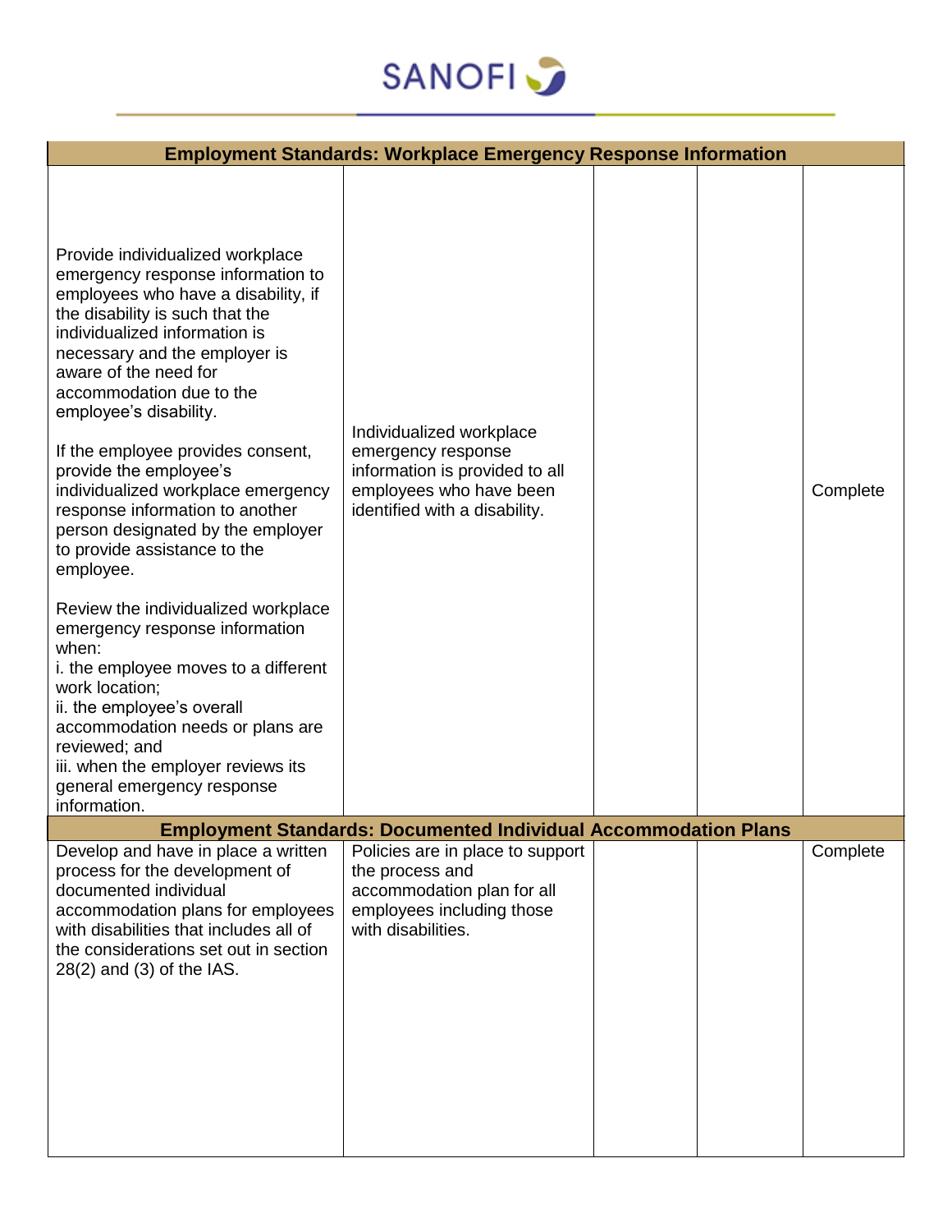| Employment Standards: Workplace Emergency Response Information | | | | |
|---|---|---|---|---|
| Provide individualized workplace emergency response information to employees who have a disability, if the disability is such that the individualized information is necessary and the employer is aware of the need for accommodation due to the employee's disability.<br><br>If the employee provides consent, provide the employee's individualized workplace emergency response information to another person designated by the employer to provide assistance to the employee.<br><br>Review the individualized workplace emergency response information when:<br>i. the employee moves to a different work location;<br>ii. the employee's overall accommodation needs or plans are reviewed; and<br>iii. when the employer reviews its general emergency response information. | Individualized workplace emergency response information is provided to all employees who have been identified with a disability. | | | Complete |
| **Employment Standards: Documented Individual Accommodation Plans** | | | | |
| Develop and have in place a written process for the development of documented individual accommodation plans for employees with disabilities that includes all of the considerations set out in section 28(2) and (3) of the IAS. | Policies are in place to support the process and accommodation plan for all employees including those with disabilities. | | | Complete |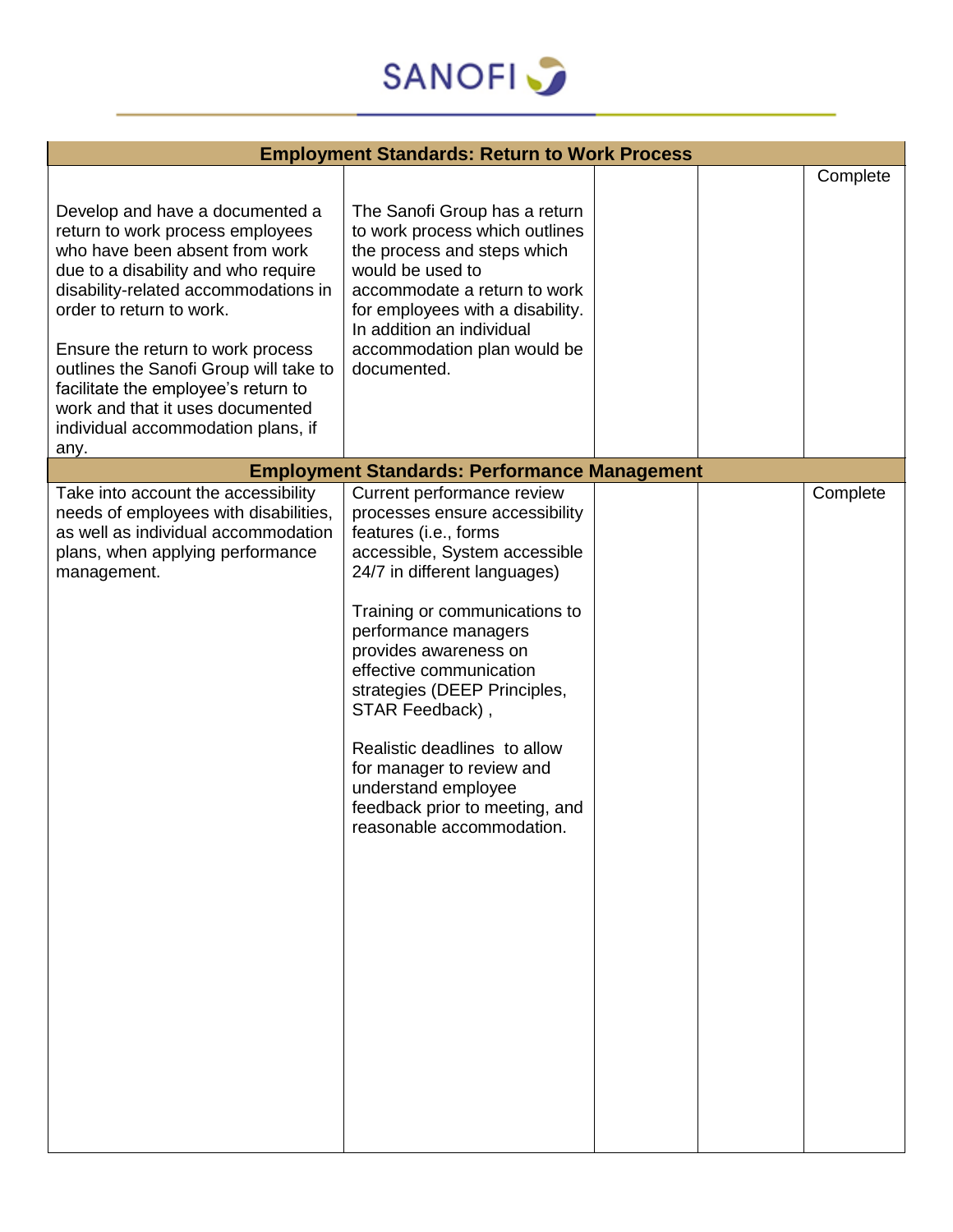| Employment Standards: Return to Work Process | | | | |
|---|---|---|---|---|
| Develop and have a documented a return to work process employees who have been absent from work due to a disability and who require disability-related accommodations in order to return to work.<br><br>Ensure the return to work process outlines the Sanofi Group will take to facilitate the employee's return to work and that it uses documented individual accommodation plans, if any. | The Sanofi Group has a return to work process which outlines the process and steps which would be used to accommodate a return to work for employees with a disability. In addition an individual accommodation plan would be documented. | | | Complete |
| **Employment Standards: Performance Management** | | | | |
| Take into account the accessibility needs of employees with disabilities, as well as individual accommodation plans, when applying performance management. | Current performance review processes ensure accessibility features (i.e., forms accessible, System accessible 24/7 in different languages)<br><br>Training or communications to performance managers provides awareness on effective communication strategies (DEEP Principles, STAR Feedback) ,<br><br>Realistic deadlines to allow for manager to review and understand employee feedback prior to meeting, and reasonable accommodation. | | | Complete |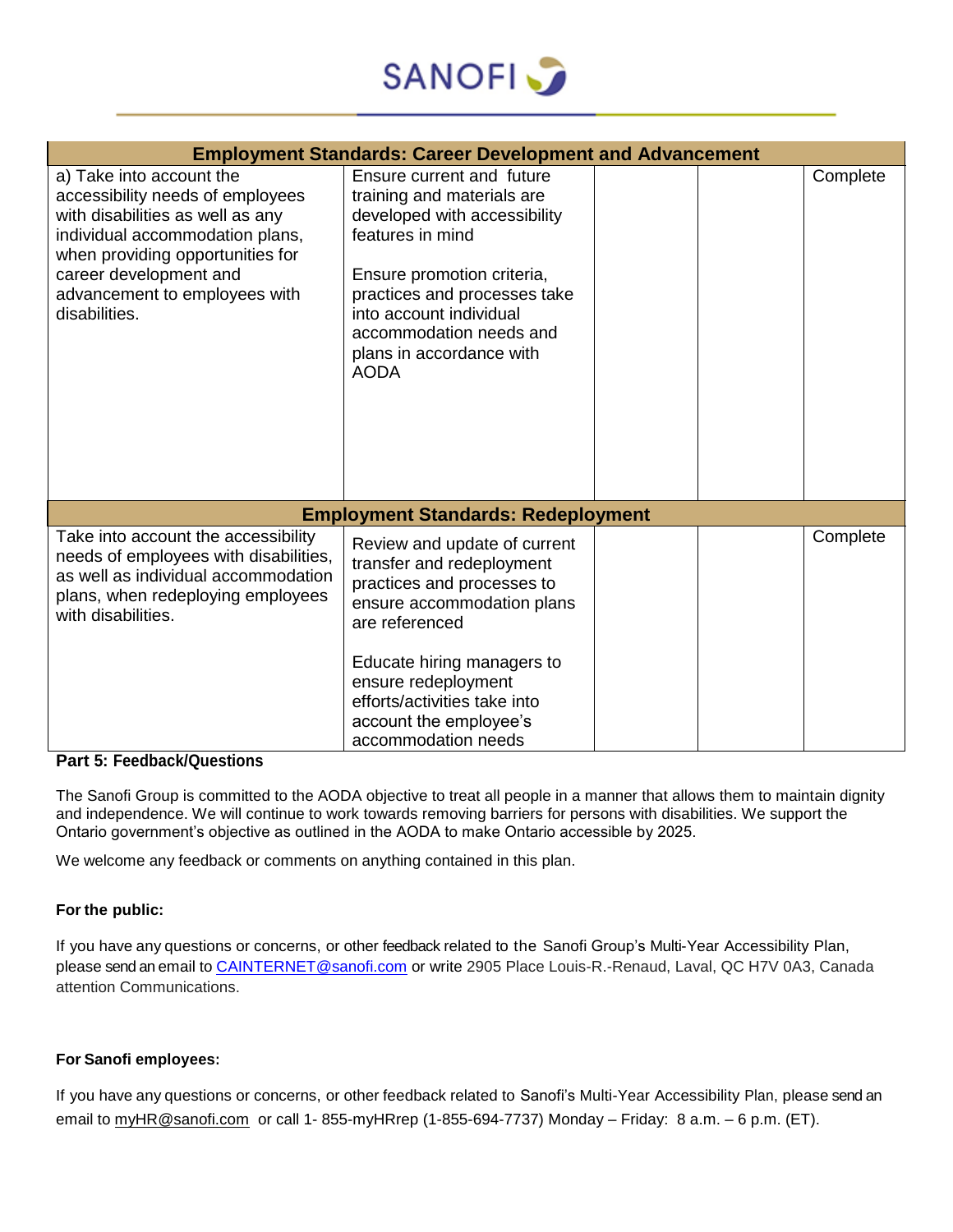| | | | | |
|---|---|---|---|---|
| **Employment Standards: Career Development and Advancement** | | | | |
| a) Take into account the accessibility needs of employees with disabilities as well as any individual accommodation plans, when providing opportunities for career development and advancement to employees with disabilities. | Ensure current and future training and materials are developed with accessibility features in mind<br><br>Ensure promotion criteria, practices and processes take into account individual accommodation needs and plans in accordance with AODA | | | Complete |
| **Employment Standards: Redeployment** | | | | |
| Take into account the accessibility needs of employees with disabilities, as well as individual accommodation plans, when redeploying employees with disabilities. | Review and update of current transfer and redeployment practices and processes to ensure accommodation plans are referenced<br><br>Educate hiring managers to ensure redeployment efforts/activities take into account the employee's accommodation needs | | | Complete |

**Part 5: Feedback/Questions**

The Sanofi Group is committed to the AODA objective to treat all people in a manner that allows them to maintain dignity and independence. We will continue to work towards removing barriers for persons with disabilities. We support the Ontario government's objective as outlined in the AODA to make Ontario accessible by 2025.

We welcome any feedback or comments on anything contained in this plan.

**For the public:**

If you have any questions or concerns, or other feedback related to the Sanofi Group's Multi-Year Accessibility Plan, please send an email to CAINTERNET@sanofi.com or write 2905 Place Louis-R.-Renaud, Laval, QC H7V 0A3, Canada attention Communications.

**For Sanofi employees:**

If you have any questions or concerns, or other feedback related to Sanofi's Multi-Year Accessibility Plan, please send an email to myHR@sanofi.com or call 1- 855-myHRrep (1-855-694-7737) Monday – Friday: 8 a.m. – 6 p.m. (ET).